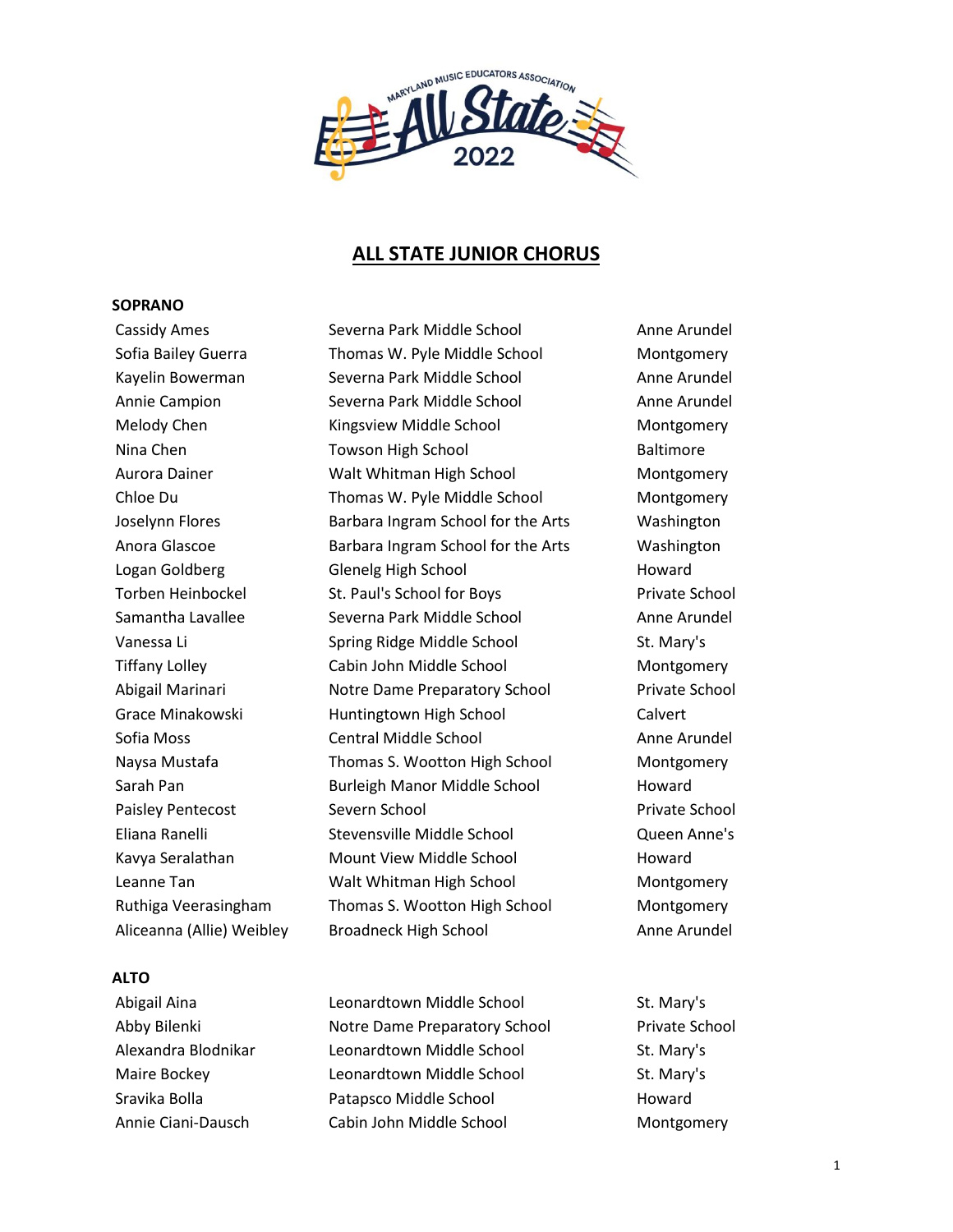# ALL STATE JUNIOR CHORUS

### SOPRANO

| | | |
|---|---|---|
| Cassidy Ames | Severna Park Middle School | Anne Arundel |
| Sofia Bailey Guerra | Thomas W. Pyle Middle School | Montgomery |
| Kayelin Bowerman | Severna Park Middle School | Anne Arundel |
| Annie Campion | Severna Park Middle School | Anne Arundel |
| Melody Chen | Kingsview Middle School | Montgomery |
| Nina Chen | Towson High School | Baltimore |
| Aurora Dainer | Walt Whitman High School | Montgomery |
| Chloe Du | Thomas W. Pyle Middle School | Montgomery |
| Joselynn Flores | Barbara Ingram School for the Arts | Washington |
| Anora Glascoe | Barbara Ingram School for the Arts | Washington |
| Logan Goldberg | Glenelg High School | Howard |
| Torben Heinbockel | St. Paul's School for Boys | Private School |
| Samantha Lavallee | Severna Park Middle School | Anne Arundel |
| Vanessa Li | Spring Ridge Middle School | St. Mary's |
| Tiffany Lolley | Cabin John Middle School | Montgomery |
| Abigail Marinari | Notre Dame Preparatory School | Private School |
| Grace Minakowski | Huntingtown High School | Calvert |
| Sofia Moss | Central Middle School | Anne Arundel |
| Naysa Mustafa | Thomas S. Wootton High School | Montgomery |
| Sarah Pan | Burleigh Manor Middle School | Howard |
| Paisley Pentecost | Severn School | Private School |
| Eliana Ranelli | Stevensville Middle School | Queen Anne's |
| Kavya Seralathan | Mount View Middle School | Howard |
| Leanne Tan | Walt Whitman High School | Montgomery |
| Ruthiga Veerasingham | Thomas S. Wootton High School | Montgomery |
| Aliceanna (Allie) Weibley | Broadneck High School | Anne Arundel |

### ALTO

| | | |
|---|---|---|
| Abigail Aina | Leonardtown Middle School | St. Mary's |
| Abby Bilenki | Notre Dame Preparatory School | Private School |
| Alexandra Blodnikar | Leonardtown Middle School | St. Mary's |
| Maire Bockey | Leonardtown Middle School | St. Mary's |
| Sravika Bolla | Patapsco Middle School | Howard |
| Annie Ciani-Dausch | Cabin John Middle School | Montgomery |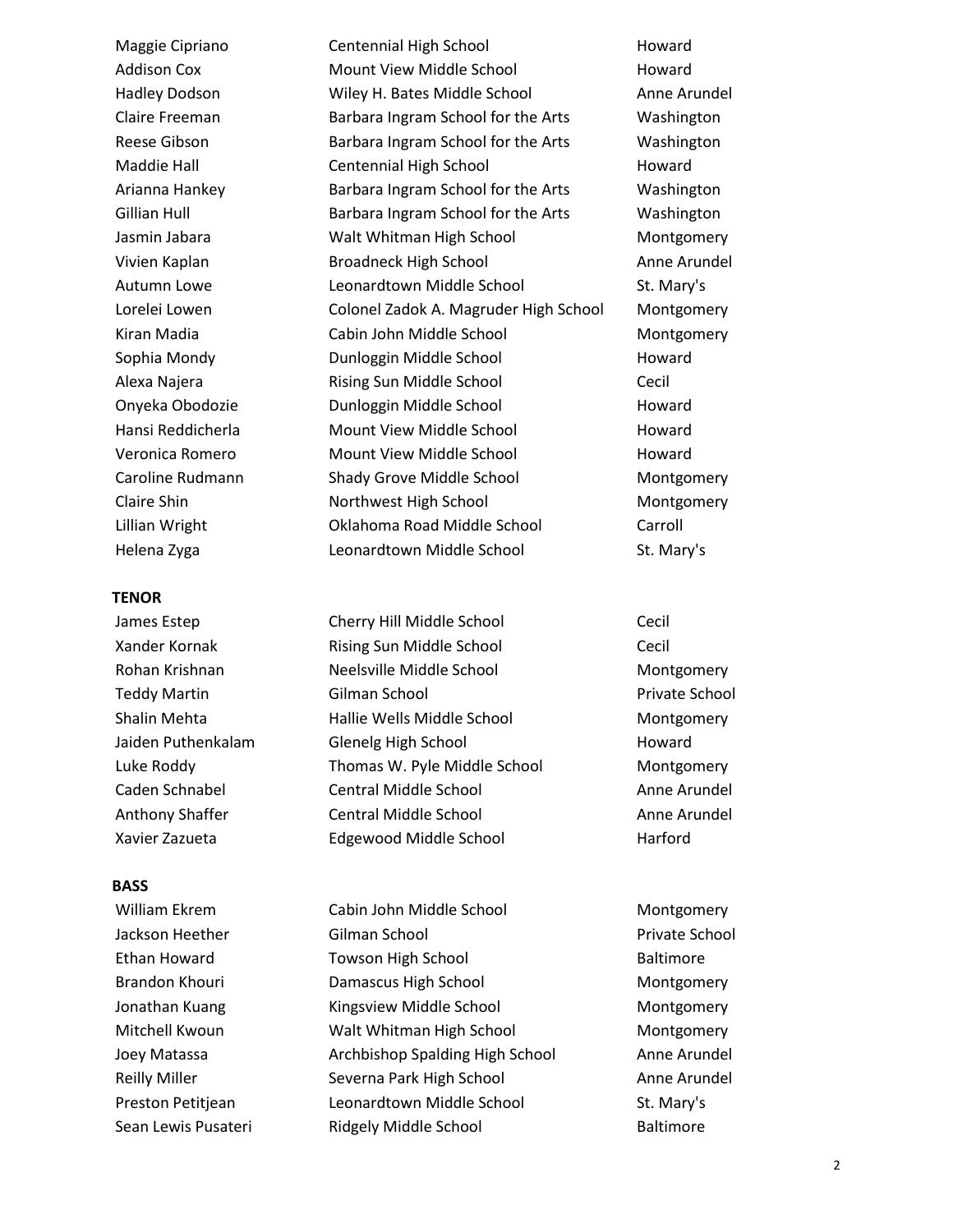| | | |
|---|---|---|
| Maggie Cipriano | Centennial High School | Howard |
| Addison Cox | Mount View Middle School | Howard |
| Hadley Dodson | Wiley H. Bates Middle School | Anne Arundel |
| Claire Freeman | Barbara Ingram School for the Arts | Washington |
| Reese Gibson | Barbara Ingram School for the Arts | Washington |
| Maddie Hall | Centennial High School | Howard |
| Arianna Hankey | Barbara Ingram School for the Arts | Washington |
| Gillian Hull | Barbara Ingram School for the Arts | Washington |
| Jasmin Jabara | Walt Whitman High School | Montgomery |
| Vivien Kaplan | Broadneck High School | Anne Arundel |
| Autumn Lowe | Leonardtown Middle School | St. Mary's |
| Lorelei Lowen | Colonel Zadok A. Magruder High School | Montgomery |
| Kiran Madia | Cabin John Middle School | Montgomery |
| Sophia Mondy | Dunloggin Middle School | Howard |
| Alexa Najera | Rising Sun Middle School | Cecil |
| Onyeka Obodozie | Dunloggin Middle School | Howard |
| Hansi Reddicherla | Mount View Middle School | Howard |
| Veronica Romero | Mount View Middle School | Howard |
| Caroline Rudmann | Shady Grove Middle School | Montgomery |
| Claire Shin | Northwest High School | Montgomery |
| Lillian Wright | Oklahoma Road Middle School | Carroll |
| Helena Zyga | Leonardtown Middle School | St. Mary's |

**TENOR**

| | | |
|---|---|---|
| James Estep | Cherry Hill Middle School | Cecil |
| Xander Kornak | Rising Sun Middle School | Cecil |
| Rohan Krishnan | Neelsville Middle School | Montgomery |
| Teddy Martin | Gilman School | Private School |
| Shalin Mehta | Hallie Wells Middle School | Montgomery |
| Jaiden Puthenkalam | Glenelg High School | Howard |
| Luke Roddy | Thomas W. Pyle Middle School | Montgomery |
| Caden Schnabel | Central Middle School | Anne Arundel |
| Anthony Shaffer | Central Middle School | Anne Arundel |
| Xavier Zazueta | Edgewood Middle School | Harford |

**BASS**

| | | |
|---|---|---|
| William Ekrem | Cabin John Middle School | Montgomery |
| Jackson Heether | Gilman School | Private School |
| Ethan Howard | Towson High School | Baltimore |
| Brandon Khouri | Damascus High School | Montgomery |
| Jonathan Kuang | Kingsview Middle School | Montgomery |
| Mitchell Kwoun | Walt Whitman High School | Montgomery |
| Joey Matassa | Archbishop Spalding High School | Anne Arundel |
| Reilly Miller | Severna Park High School | Anne Arundel |
| Preston Petitjean | Leonardtown Middle School | St. Mary's |
| Sean Lewis Pusateri | Ridgely Middle School | Baltimore |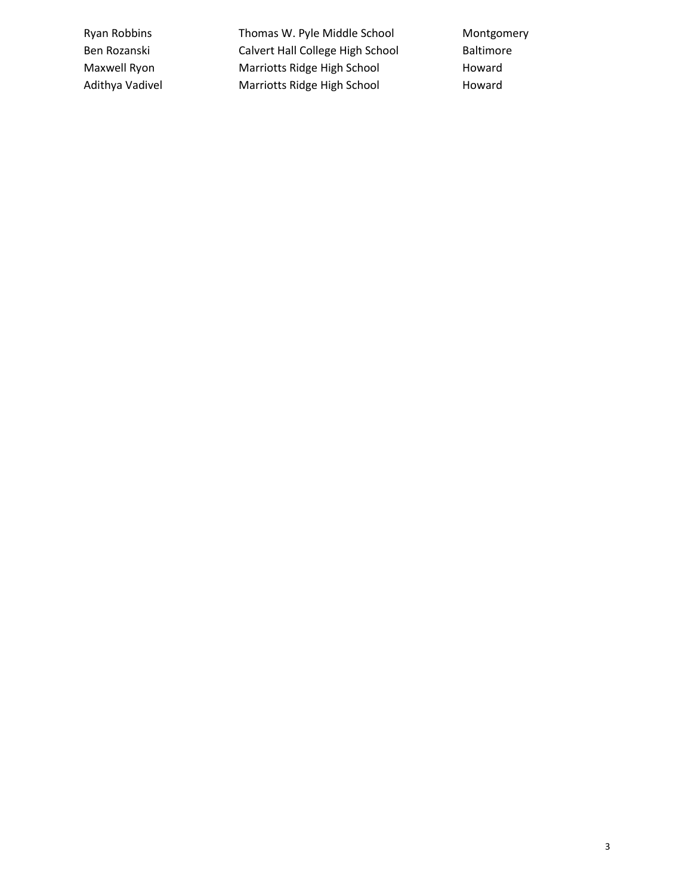| | | |
|---|---|---|
| Ryan Robbins | Thomas W. Pyle Middle School | Montgomery |
| Ben Rozanski | Calvert Hall College High School | Baltimore |
| Maxwell Ryon | Marriotts Ridge High School | Howard |
| Adithya Vadivel | Marriotts Ridge High School | Howard |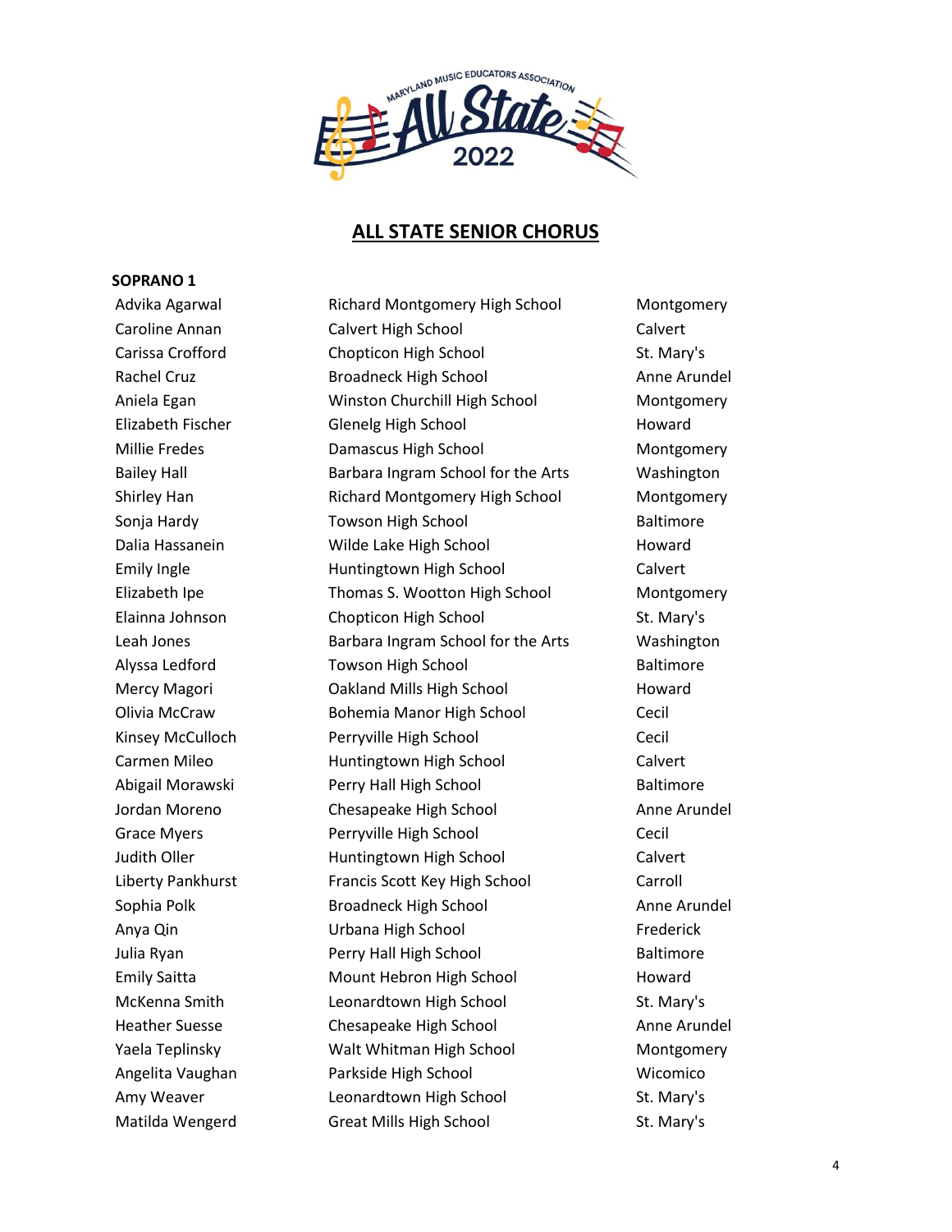# ALL STATE SENIOR CHORUS

**SOPRANO 1**

| Name | School | County |
|---|---|---|
| Advika Agarwal | Richard Montgomery High School | Montgomery |
| Caroline Annan | Calvert High School | Calvert |
| Carissa Crofford | Chopticon High School | St. Mary's |
| Rachel Cruz | Broadneck High School | Anne Arundel |
| Aniela Egan | Winston Churchill High School | Montgomery |
| Elizabeth Fischer | Glenelg High School | Howard |
| Millie Fredes | Damascus High School | Montgomery |
| Bailey Hall | Barbara Ingram School for the Arts | Washington |
| Shirley Han | Richard Montgomery High School | Montgomery |
| Sonja Hardy | Towson High School | Baltimore |
| Dalia Hassanein | Wilde Lake High School | Howard |
| Emily Ingle | Huntingtown High School | Calvert |
| Elizabeth Ipe | Thomas S. Wootton High School | Montgomery |
| Elainna Johnson | Chopticon High School | St. Mary's |
| Leah Jones | Barbara Ingram School for the Arts | Washington |
| Alyssa Ledford | Towson High School | Baltimore |
| Mercy Magori | Oakland Mills High School | Howard |
| Olivia McCraw | Bohemia Manor High School | Cecil |
| Kinsey McCulloch | Perryville High School | Cecil |
| Carmen Mileo | Huntingtown High School | Calvert |
| Abigail Morawski | Perry Hall High School | Baltimore |
| Jordan Moreno | Chesapeake High School | Anne Arundel |
| Grace Myers | Perryville High School | Cecil |
| Judith Oller | Huntingtown High School | Calvert |
| Liberty Pankhurst | Francis Scott Key High School | Carroll |
| Sophia Polk | Broadneck High School | Anne Arundel |
| Anya Qin | Urbana High School | Frederick |
| Julia Ryan | Perry Hall High School | Baltimore |
| Emily Saitta | Mount Hebron High School | Howard |
| McKenna Smith | Leonardtown High School | St. Mary's |
| Heather Suesse | Chesapeake High School | Anne Arundel |
| Yaela Teplinsky | Walt Whitman High School | Montgomery |
| Angelita Vaughan | Parkside High School | Wicomico |
| Amy Weaver | Leonardtown High School | St. Mary's |
| Matilda Wengerd | Great Mills High School | St. Mary's |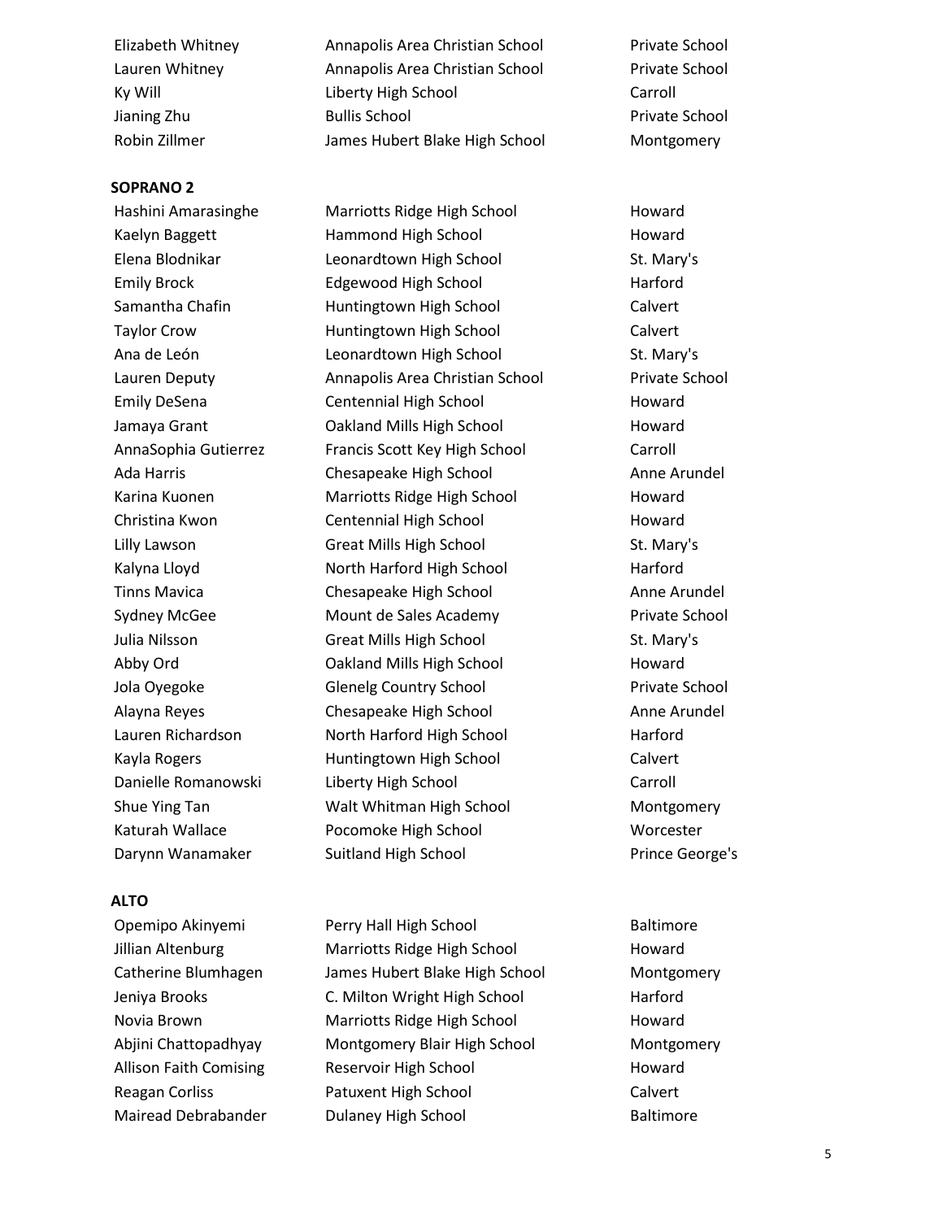| | | |
|---|---|---|
| Elizabeth Whitney | Annapolis Area Christian School | Private School |
| Lauren Whitney | Annapolis Area Christian School | Private School |
| Ky Will | Liberty High School | Carroll |
| Jianing Zhu | Bullis School | Private School |
| Robin Zillmer | James Hubert Blake High School | Montgomery |

**SOPRANO 2**

| | | |
|---|---|---|
| Hashini Amarasinghe | Marriotts Ridge High School | Howard |
| Kaelyn Baggett | Hammond High School | Howard |
| Elena Blodnikar | Leonardtown High School | St. Mary's |
| Emily Brock | Edgewood High School | Harford |
| Samantha Chafin | Huntingtown High School | Calvert |
| Taylor Crow | Huntingtown High School | Calvert |
| Ana de León | Leonardtown High School | St. Mary's |
| Lauren Deputy | Annapolis Area Christian School | Private School |
| Emily DeSena | Centennial High School | Howard |
| Jamaya Grant | Oakland Mills High School | Howard |
| AnnaSophia Gutierrez | Francis Scott Key High School | Carroll |
| Ada Harris | Chesapeake High School | Anne Arundel |
| Karina Kuonen | Marriotts Ridge High School | Howard |
| Christina Kwon | Centennial High School | Howard |
| Lilly Lawson | Great Mills High School | St. Mary's |
| Kalyna Lloyd | North Harford High School | Harford |
| Tinns Mavica | Chesapeake High School | Anne Arundel |
| Sydney McGee | Mount de Sales Academy | Private School |
| Julia Nilsson | Great Mills High School | St. Mary's |
| Abby Ord | Oakland Mills High School | Howard |
| Jola Oyegoke | Glenelg Country School | Private School |
| Alayna Reyes | Chesapeake High School | Anne Arundel |
| Lauren Richardson | North Harford High School | Harford |
| Kayla Rogers | Huntingtown High School | Calvert |
| Danielle Romanowski | Liberty High School | Carroll |
| Shue Ying Tan | Walt Whitman High School | Montgomery |
| Katurah Wallace | Pocomoke High School | Worcester |
| Darynn Wanamaker | Suitland High School | Prince George's |

**ALTO**

| | | |
|---|---|---|
| Opemipo Akinyemi | Perry Hall High School | Baltimore |
| Jillian Altenburg | Marriotts Ridge High School | Howard |
| Catherine Blumhagen | James Hubert Blake High School | Montgomery |
| Jeniya Brooks | C. Milton Wright High School | Harford |
| Novia Brown | Marriotts Ridge High School | Howard |
| Abjini Chattopadhyay | Montgomery Blair High School | Montgomery |
| Allison Faith Comising | Reservoir High School | Howard |
| Reagan Corliss | Patuxent High School | Calvert |
| Mairead Debrabander | Dulaney High School | Baltimore |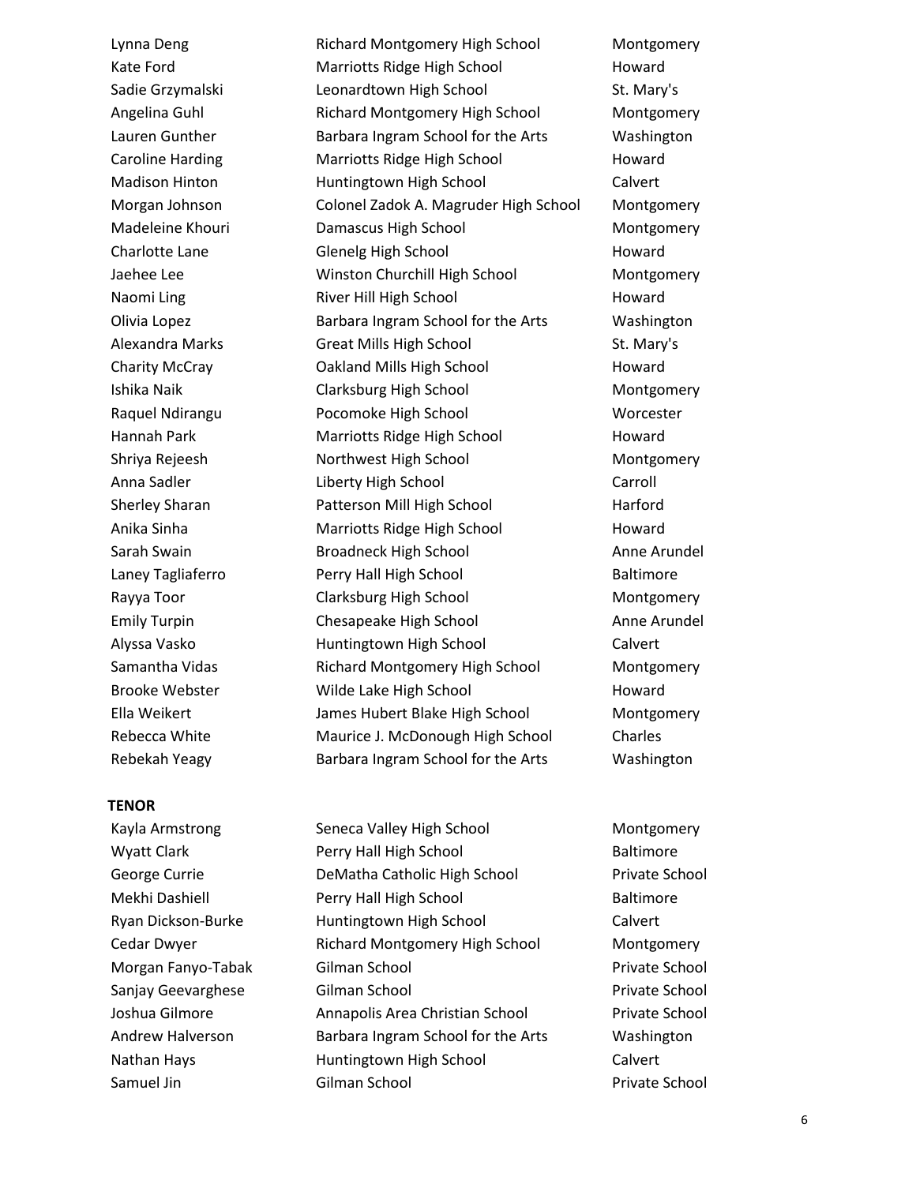| | | |
|---|---|---|
| Lynna Deng | Richard Montgomery High School | Montgomery |
| Kate Ford | Marriotts Ridge High School | Howard |
| Sadie Grzymalski | Leonardtown High School | St. Mary's |
| Angelina Guhl | Richard Montgomery High School | Montgomery |
| Lauren Gunther | Barbara Ingram School for the Arts | Washington |
| Caroline Harding | Marriotts Ridge High School | Howard |
| Madison Hinton | Huntingtown High School | Calvert |
| Morgan Johnson | Colonel Zadok A. Magruder High School | Montgomery |
| Madeleine Khouri | Damascus High School | Montgomery |
| Charlotte Lane | Glenelg High School | Howard |
| Jaehee Lee | Winston Churchill High School | Montgomery |
| Naomi Ling | River Hill High School | Howard |
| Olivia Lopez | Barbara Ingram School for the Arts | Washington |
| Alexandra Marks | Great Mills High School | St. Mary's |
| Charity McCray | Oakland Mills High School | Howard |
| Ishika Naik | Clarksburg High School | Montgomery |
| Raquel Ndirangu | Pocomoke High School | Worcester |
| Hannah Park | Marriotts Ridge High School | Howard |
| Shriya Rejeesh | Northwest High School | Montgomery |
| Anna Sadler | Liberty High School | Carroll |
| Sherley Sharan | Patterson Mill High School | Harford |
| Anika Sinha | Marriotts Ridge High School | Howard |
| Sarah Swain | Broadneck High School | Anne Arundel |
| Laney Tagliaferro | Perry Hall High School | Baltimore |
| Rayya Toor | Clarksburg High School | Montgomery |
| Emily Turpin | Chesapeake High School | Anne Arundel |
| Alyssa Vasko | Huntingtown High School | Calvert |
| Samantha Vidas | Richard Montgomery High School | Montgomery |
| Brooke Webster | Wilde Lake High School | Howard |
| Ella Weikert | James Hubert Blake High School | Montgomery |
| Rebecca White | Maurice J. McDonough High School | Charles |
| Rebekah Yeagy | Barbara Ingram School for the Arts | Washington |

**TENOR**

| | | |
|---|---|---|
| Kayla Armstrong | Seneca Valley High School | Montgomery |
| Wyatt Clark | Perry Hall High School | Baltimore |
| George Currie | DeMatha Catholic High School | Private School |
| Mekhi Dashiell | Perry Hall High School | Baltimore |
| Ryan Dickson-Burke | Huntingtown High School | Calvert |
| Cedar Dwyer | Richard Montgomery High School | Montgomery |
| Morgan Fanyo-Tabak | Gilman School | Private School |
| Sanjay Geevarghese | Gilman School | Private School |
| Joshua Gilmore | Annapolis Area Christian School | Private School |
| Andrew Halverson | Barbara Ingram School for the Arts | Washington |
| Nathan Hays | Huntingtown High School | Calvert |
| Samuel Jin | Gilman School | Private School |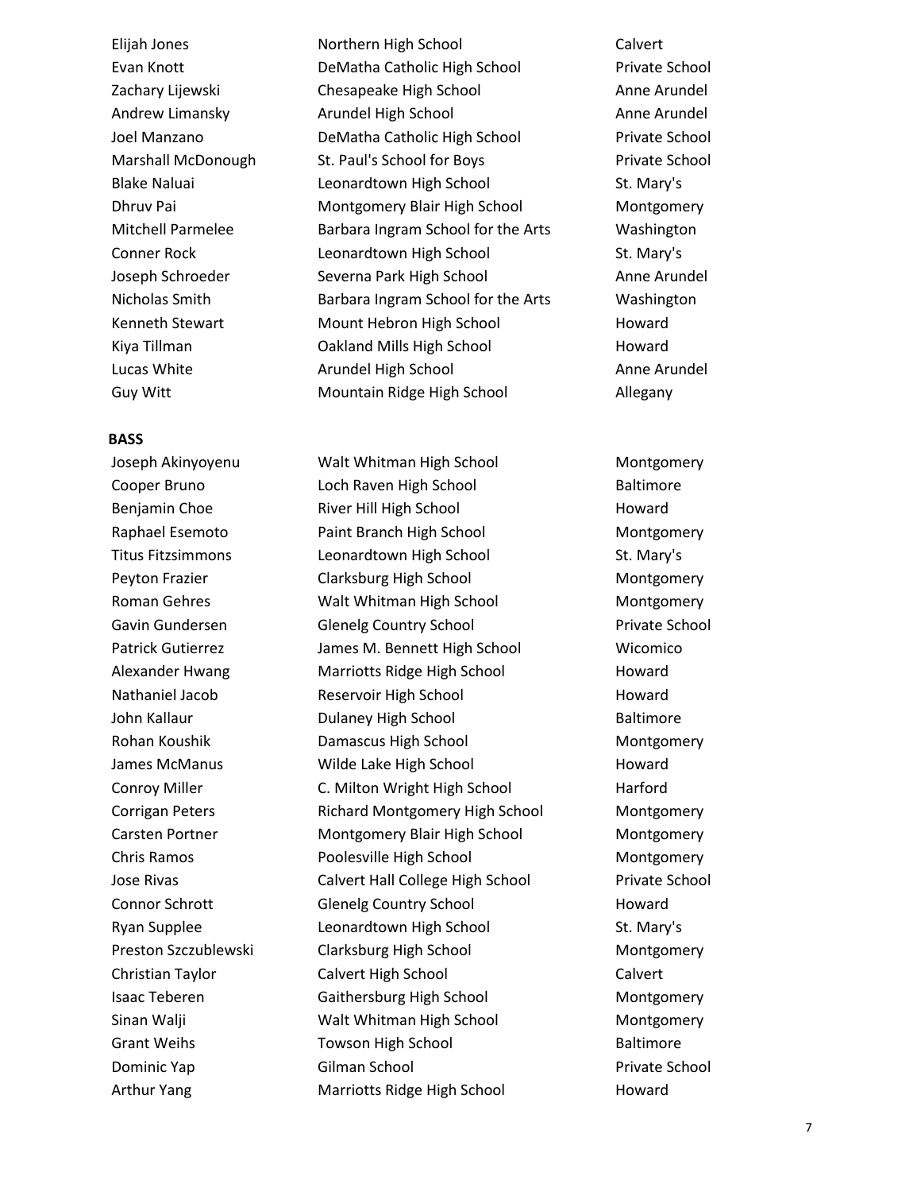| | | |
|---|---|---|
| Elijah Jones | Northern High School | Calvert |
| Evan Knott | DeMatha Catholic High School | Private School |
| Zachary Lijewski | Chesapeake High School | Anne Arundel |
| Andrew Limansky | Arundel High School | Anne Arundel |
| Joel Manzano | DeMatha Catholic High School | Private School |
| Marshall McDonough | St. Paul's School for Boys | Private School |
| Blake Naluai | Leonardtown High School | St. Mary's |
| Dhruv Pai | Montgomery Blair High School | Montgomery |
| Mitchell Parmelee | Barbara Ingram School for the Arts | Washington |
| Conner Rock | Leonardtown High School | St. Mary's |
| Joseph Schroeder | Severna Park High School | Anne Arundel |
| Nicholas Smith | Barbara Ingram School for the Arts | Washington |
| Kenneth Stewart | Mount Hebron High School | Howard |
| Kiya Tillman | Oakland Mills High School | Howard |
| Lucas White | Arundel High School | Anne Arundel |
| Guy Witt | Mountain Ridge High School | Allegany |

**BASS**

| | | |
|---|---|---|
| Joseph Akinyoyenu | Walt Whitman High School | Montgomery |
| Cooper Bruno | Loch Raven High School | Baltimore |
| Benjamin Choe | River Hill High School | Howard |
| Raphael Esemoto | Paint Branch High School | Montgomery |
| Titus Fitzsimmons | Leonardtown High School | St. Mary's |
| Peyton Frazier | Clarksburg High School | Montgomery |
| Roman Gehres | Walt Whitman High School | Montgomery |
| Gavin Gundersen | Glenelg Country School | Private School |
| Patrick Gutierrez | James M. Bennett High School | Wicomico |
| Alexander Hwang | Marriotts Ridge High School | Howard |
| Nathaniel Jacob | Reservoir High School | Howard |
| John Kallaur | Dulaney High School | Baltimore |
| Rohan Koushik | Damascus High School | Montgomery |
| James McManus | Wilde Lake High School | Howard |
| Conroy Miller | C. Milton Wright High School | Harford |
| Corrigan Peters | Richard Montgomery High School | Montgomery |
| Carsten Portner | Montgomery Blair High School | Montgomery |
| Chris Ramos | Poolesville High School | Montgomery |
| Jose Rivas | Calvert Hall College High School | Private School |
| Connor Schrott | Glenelg Country School | Howard |
| Ryan Supplee | Leonardtown High School | St. Mary's |
| Preston Szczublewski | Clarksburg High School | Montgomery |
| Christian Taylor | Calvert High School | Calvert |
| Isaac Teberen | Gaithersburg High School | Montgomery |
| Sinan Walji | Walt Whitman High School | Montgomery |
| Grant Weihs | Towson High School | Baltimore |
| Dominic Yap | Gilman School | Private School |
| Arthur Yang | Marriotts Ridge High School | Howard |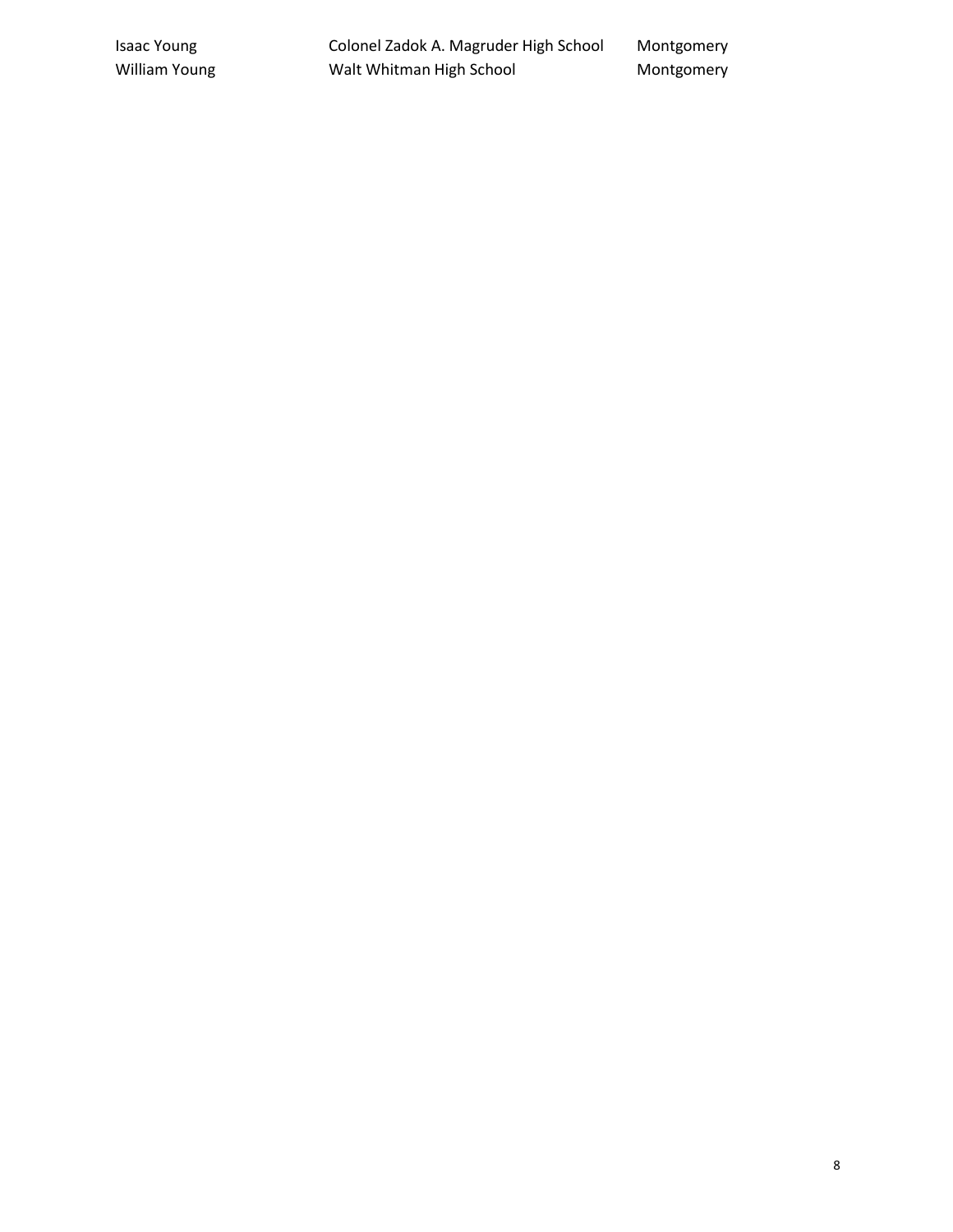| | | |
|---|---|---|
| Isaac Young | Colonel Zadok A. Magruder High School | Montgomery |
| William Young | Walt Whitman High School | Montgomery |